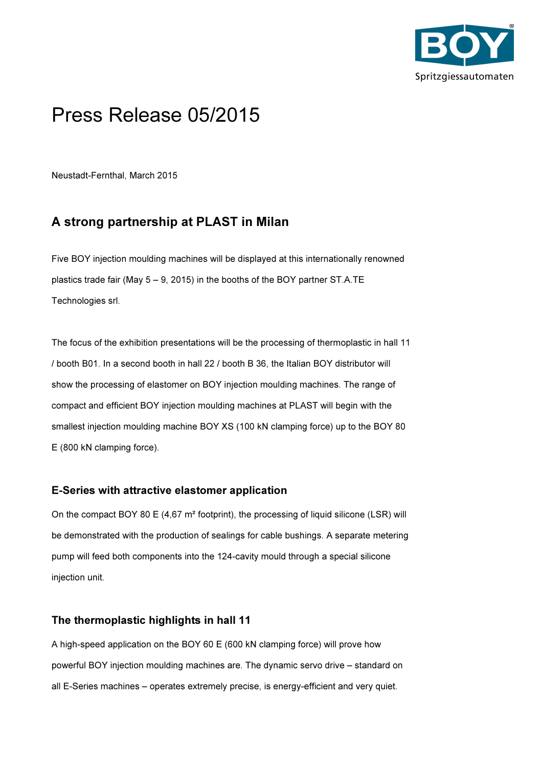# Press Release 05/2015

Neustadt-Fernthal, March 2015

## A strong partnership at PLAST in Milan

Five BOY injection moulding machines will be displayed at this internationally renowned plastics trade fair (May 5 – 9, 2015) in the booths of the BOY partner ST.A.TE Technologies srl.

The focus of the exhibition presentations will be the processing of thermoplastic in hall 11 / booth B01. In a second booth in hall 22 / booth B 36, the Italian BOY distributor will show the processing of elastomer on BOY injection moulding machines. The range of compact and efficient BOY injection moulding machines at PLAST will begin with the smallest injection moulding machine BOY XS (100 kN clamping force) up to the BOY 80 E (800 kN clamping force).

### E-Series with attractive elastomer application

On the compact BOY 80 E (4,67 m² footprint), the processing of liquid silicone (LSR) will be demonstrated with the production of sealings for cable bushings. A separate metering pump will feed both components into the 124-cavity mould through a special silicone injection unit.

### The thermoplastic highlights in hall 11

A high-speed application on the BOY 60 E (600 kN clamping force) will prove how powerful BOY injection moulding machines are. The dynamic servo drive – standard on all E-Series machines – operates extremely precise, is energy-efficient and very quiet.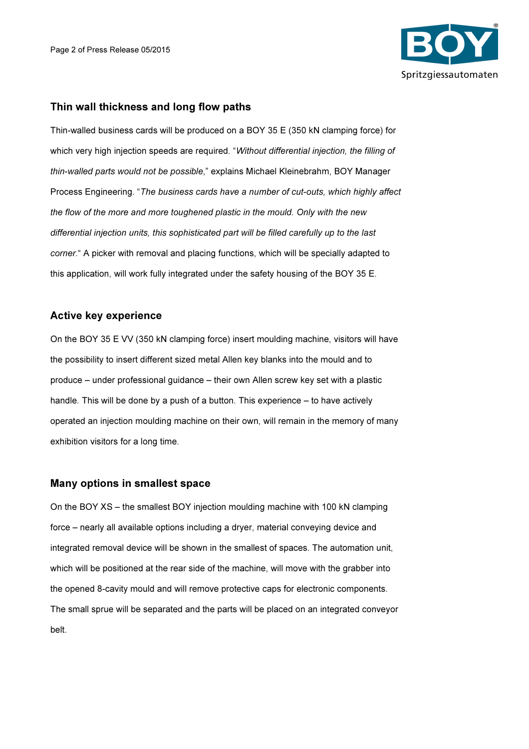## Thin wall thickness and long flow paths

Thin-walled business cards will be produced on a BOY 35 E (350 kN clamping force) for which very high injection speeds are required. "*Without differential injection, the filling of thin-walled parts would not be possible*," explains Michael Kleinebrahm, BOY Manager Process Engineering. "*The business cards have a number of cut-outs, which highly affect the flow of the more and more toughened plastic in the mould. Only with the new differential injection units, this sophisticated part will be filled carefully up to the last corner.*" A picker with removal and placing functions, which will be specially adapted to this application, will work fully integrated under the safety housing of the BOY 35 E.

## Active key experience

On the BOY 35 E VV (350 kN clamping force) insert moulding machine, visitors will have the possibility to insert different sized metal Allen key blanks into the mould and to produce – under professional guidance – their own Allen screw key set with a plastic handle. This will be done by a push of a button. This experience – to have actively operated an injection moulding machine on their own, will remain in the memory of many exhibition visitors for a long time.

## Many options in smallest space

On the BOY XS – the smallest BOY injection moulding machine with 100 kN clamping force – nearly all available options including a dryer, material conveying device and integrated removal device will be shown in the smallest of spaces. The automation unit, which will be positioned at the rear side of the machine, will move with the grabber into the opened 8-cavity mould and will remove protective caps for electronic components. The small sprue will be separated and the parts will be placed on an integrated conveyor belt.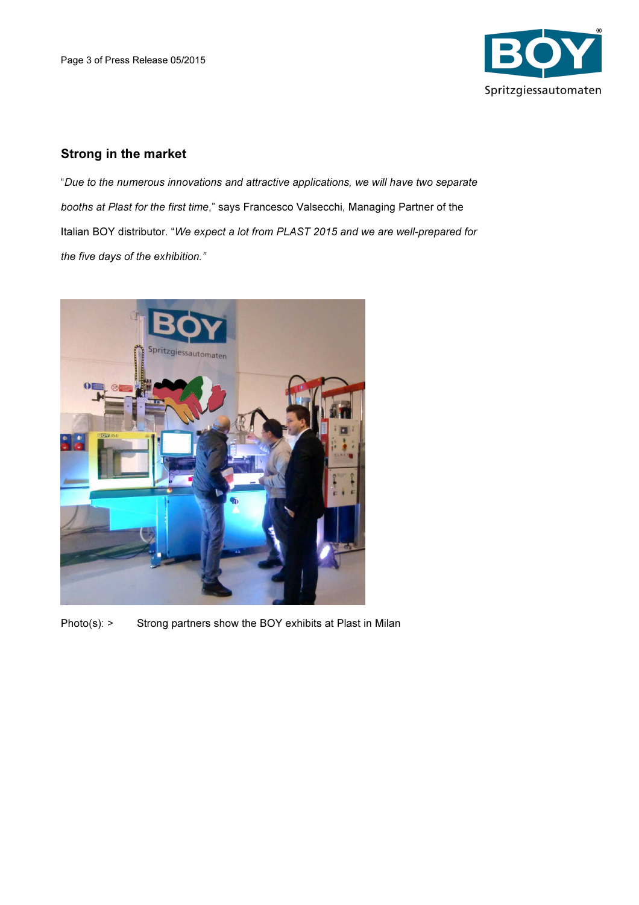## Strong in the market

"*Due to the numerous innovations and attractive applications, we will have two separate booths at Plast for the first time*," says Francesco Valsecchi, Managing Partner of the Italian BOY distributor. "*We expect a lot from PLAST 2015 and we are well-prepared for the five days of the exhibition.*"

Photo(s): > Strong partners show the BOY exhibits at Plast in Milan